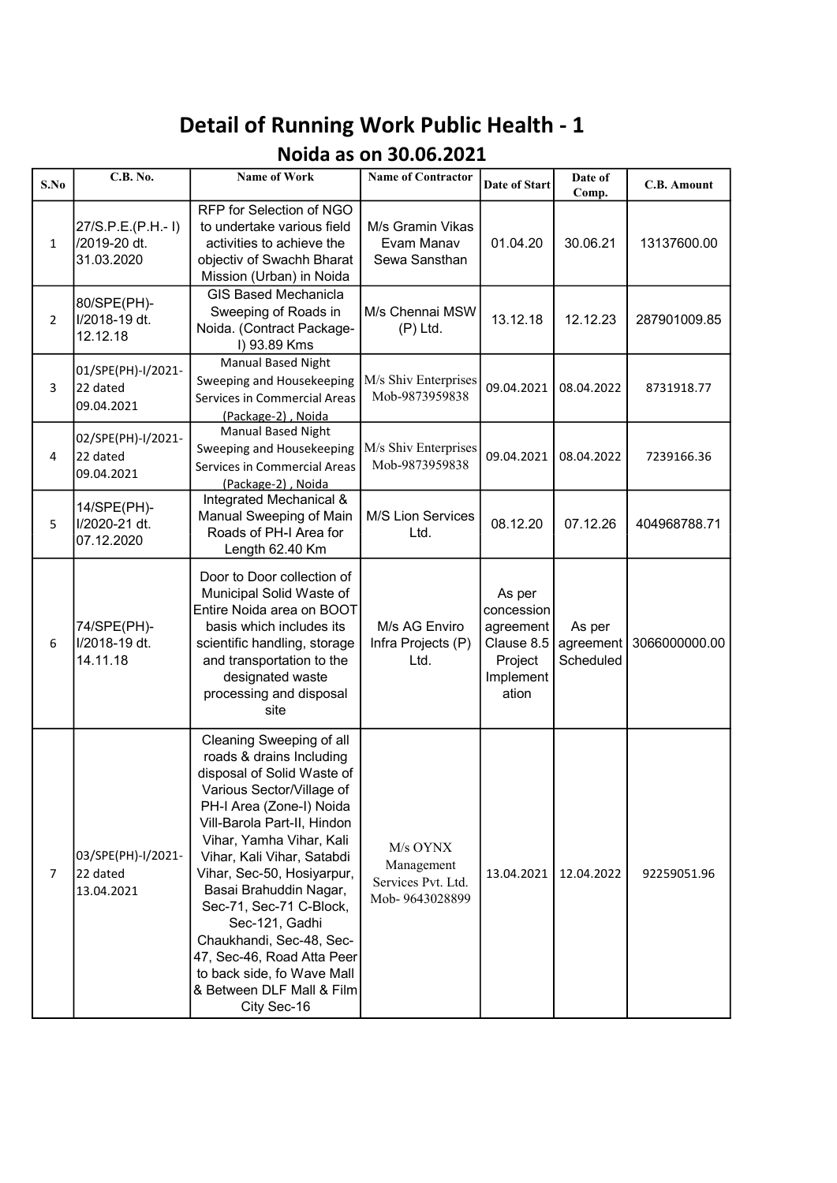# Detail of Running Work Public Health - 1

## Noida as on 30.06.2021

| S.No | C.B. No. | Name of Work | Name of Contractor | Date of Start | Date of Comp. | C.B. Amount |
|---|---|---|---|---|---|---|
| 1 | 27/S.P.E.(P.H.- I) /2019-20 dt. 31.03.2020 | RFP for Selection of NGO to undertake various field activities to achieve the objectiv of Swachh Bharat Mission (Urban) in Noida | M/s Gramin Vikas Evam Manav Sewa Sansthan | 01.04.20 | 30.06.21 | 13137600.00 |
| 2 | 80/SPE(PH)-I/2018-19 dt. 12.12.18 | GIS Based Mechanicla Sweeping of Roads in Noida. (Contract Package-I) 93.89 Kms | M/s Chennai MSW (P) Ltd. | 13.12.18 | 12.12.23 | 287901009.85 |
| 3 | 01/SPE(PH)-I/2021-22 dated 09.04.2021 | Manual Based Night Sweeping and Housekeeping Services in Commercial Areas (Package-2) , Noida | M/s Shiv Enterprises Mob-9873959838 | 09.04.2021 | 08.04.2022 | 8731918.77 |
| 4 | 02/SPE(PH)-I/2021-22 dated 09.04.2021 | Manual Based Night Sweeping and Housekeeping Services in Commercial Areas (Package-2) , Noida | M/s Shiv Enterprises Mob-9873959838 | 09.04.2021 | 08.04.2022 | 7239166.36 |
| 5 | 14/SPE(PH)-I/2020-21 dt. 07.12.2020 | Integrated Mechanical & Manual Sweeping of Main Roads of PH-I Area for Length 62.40 Km | M/S Lion Services Ltd. | 08.12.20 | 07.12.26 | 404968788.71 |
| 6 | 74/SPE(PH)-I/2018-19 dt. 14.11.18 | Door to Door collection of Municipal Solid Waste of Entire Noida area on BOOT basis which includes its scientific handling, storage and transportation to the designated waste processing and disposal site | M/s AG Enviro Infra Projects (P) Ltd. | As per concession agreement Clause 8.5 Project Implementation | As per agreement Scheduled | 3066000000.00 |
| 7 | 03/SPE(PH)-I/2021-22 dated 13.04.2021 | Cleaning Sweeping of all roads & drains Including disposal of Solid Waste of Various Sector/Village of PH-I Area (Zone-I) Noida Vill-Barola Part-II, Hindon Vihar, Yamha Vihar, Kali Vihar, Kali Vihar, Satabdi Vihar, Sec-50, Hosiyarpur, Basai Brahuddin Nagar, Sec-71, Sec-71 C-Block, Sec-121, Gadhi Chaukhandi, Sec-48, Sec-47, Sec-46, Road Atta Peer to back side, fo Wave Mall & Between DLF Mall & Film City Sec-16 | M/s OYNX Management Services Pvt. Ltd. Mob- 9643028899 | 13.04.2021 | 12.04.2022 | 92259051.96 |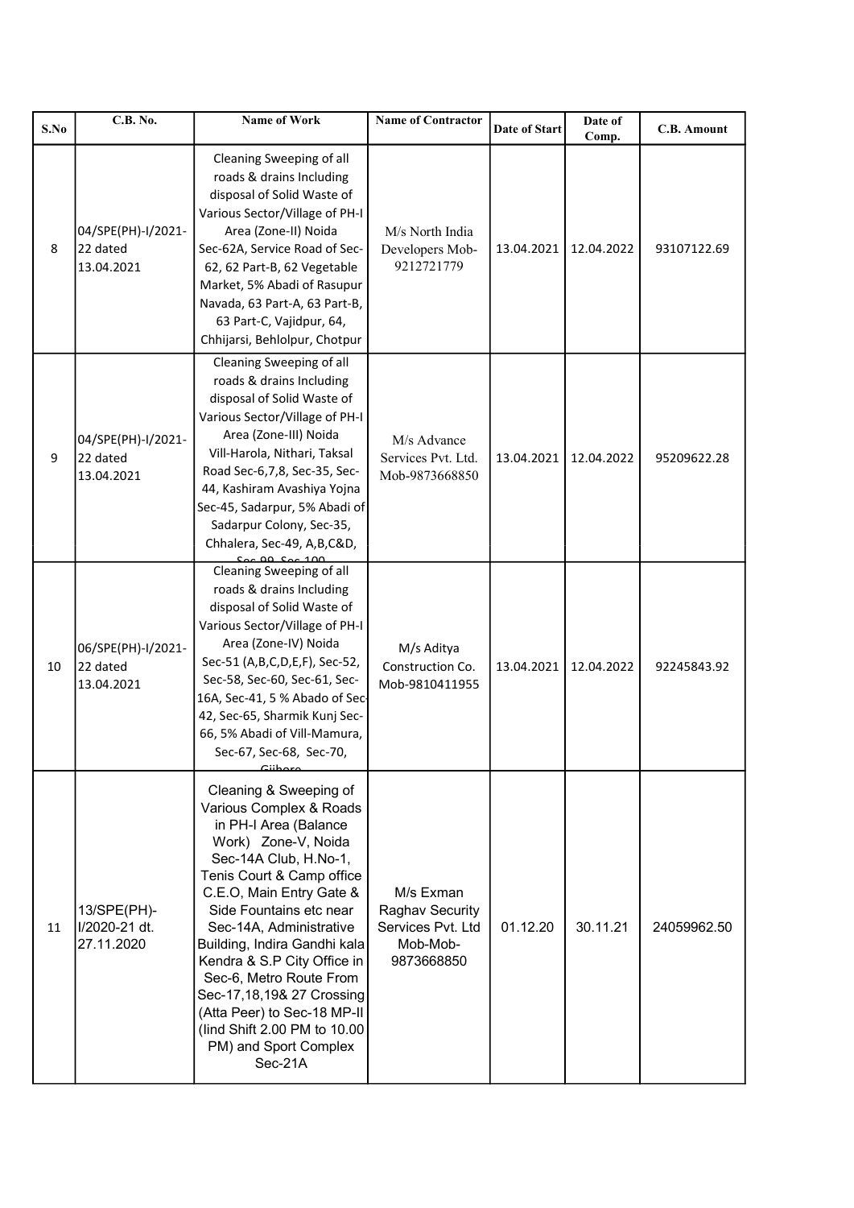| S.No | C.B. No. | Name of Work | Name of Contractor | Date of Start | Date of Comp. | C.B. Amount |
|---|---|---|---|---|---|---|
| 8 | 04/SPE(PH)-I/2021-22 dated 13.04.2021 | Cleaning Sweeping of all roads & drains Including disposal of Solid Waste of Various Sector/Village of PH-I Area (Zone-II) Noida Sec-62A, Service Road of Sec-62, 62 Part-B, 62 Vegetable Market, 5% Abadi of Rasupur Navada, 63 Part-A, 63 Part-B, 63 Part-C, Vajidpur, 64, Chhijarsi, Behlolpur, Chotpur | M/s North India Developers Mob-9212721779 | 13.04.2021 | 12.04.2022 | 93107122.69 |
| 9 | 04/SPE(PH)-I/2021-22 dated 13.04.2021 | Cleaning Sweeping of all roads & drains Including disposal of Solid Waste of Various Sector/Village of PH-I Area (Zone-III) Noida Vill-Harola, Nithari, Taksal Road Sec-6,7,8, Sec-35, Sec-44, Kashiram Avashiya Yojna Sec-45, Sadarpur, 5% Abadi of Sadarpur Colony, Sec-35, Chhalera, Sec-49, A,B,C&D, Sec-99, Sec-100 | M/s Advance Services Pvt. Ltd. Mob-9873668850 | 13.04.2021 | 12.04.2022 | 95209622.28 |
| 10 | 06/SPE(PH)-I/2021-22 dated 13.04.2021 | Cleaning Sweeping of all roads & drains Including disposal of Solid Waste of Various Sector/Village of PH-I Area (Zone-IV) Noida Sec-51 (A,B,C,D,E,F), Sec-52, Sec-58, Sec-60, Sec-61, Sec-16A, Sec-41, 5 % Abado of Sec-42, Sec-65, Sharmik Kunj Sec-66, 5% Abadi of Vill-Mamura, Sec-67, Sec-68, Sec-70, Gijhore | M/s Aditya Construction Co. Mob-9810411955 | 13.04.2021 | 12.04.2022 | 92245843.92 |
| 11 | 13/SPE(PH)-I/2020-21 dt. 27.11.2020 | Cleaning & Sweeping of Various Complex & Roads in PH-I Area (Balance Work) Zone-V, Noida Sec-14A Club, H.No-1, Tenis Court & Camp office C.E.O, Main Entry Gate & Side Fountains etc near Sec-14A, Administrative Building, Indira Gandhi kala Kendra & S.P City Office in Sec-6, Metro Route From Sec-17,18,19& 27 Crossing (Atta Peer) to Sec-18 MP-II (IInd Shift 2.00 PM to 10.00 PM) and Sport Complex Sec-21A | M/s Exman Raghav Security Services Pvt. Ltd Mob-Mob-9873668850 | 01.12.20 | 30.11.21 | 24059962.50 |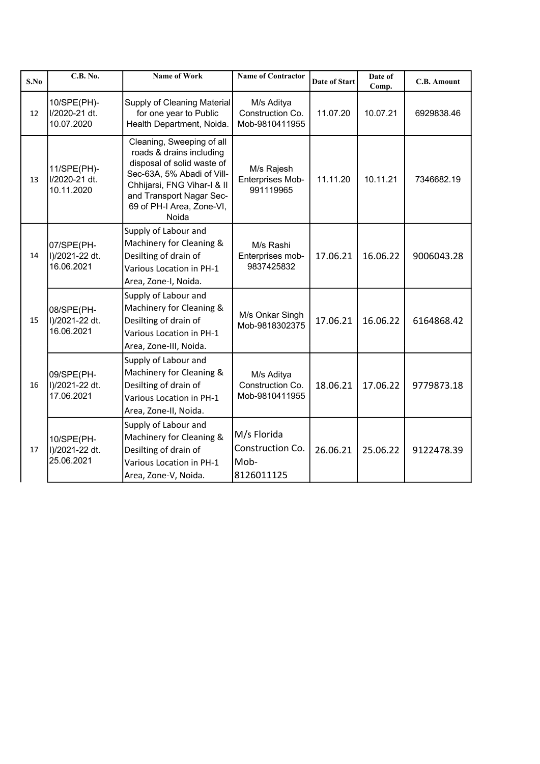| S.No | C.B. No. | Name of Work | Name of Contractor | Date of Start | Date of Comp. | C.B. Amount |
|---|---|---|---|---|---|---|
| 12 | 10/SPE(PH)-I/2020-21 dt. 10.07.2020 | Supply of Cleaning Material for one year to Public Health Department, Noida. | M/s Aditya Construction Co. Mob-9810411955 | 11.07.20 | 10.07.21 | 6929838.46 |
| 13 | 11/SPE(PH)-I/2020-21 dt. 10.11.2020 | Cleaning, Sweeping of all roads & drains including disposal of solid waste of Sec-63A, 5% Abadi of Vill-Chhijarsi, FNG Vihar-I & II and Transport Nagar Sec-69 of PH-I Area, Zone-VI, Noida | M/s Rajesh Enterprises Mob-991119965 | 11.11.20 | 10.11.21 | 7346682.19 |
| 14 | 07/SPE(PH-I)/2021-22 dt. 16.06.2021 | Supply of Labour and Machinery for Cleaning & Desilting of drain of Various Location in PH-1 Area, Zone-I, Noida. | M/s Rashi Enterprises mob-9837425832 | 17.06.21 | 16.06.22 | 9006043.28 |
| 15 | 08/SPE(PH-I)/2021-22 dt. 16.06.2021 | Supply of Labour and Machinery for Cleaning & Desilting of drain of Various Location in PH-1 Area, Zone-III, Noida. | M/s Onkar Singh Mob-9818302375 | 17.06.21 | 16.06.22 | 6164868.42 |
| 16 | 09/SPE(PH-I)/2021-22 dt. 17.06.2021 | Supply of Labour and Machinery for Cleaning & Desilting of drain of Various Location in PH-1 Area, Zone-II, Noida. | M/s Aditya Construction Co. Mob-9810411955 | 18.06.21 | 17.06.22 | 9779873.18 |
| 17 | 10/SPE(PH-I)/2021-22 dt. 25.06.2021 | Supply of Labour and Machinery for Cleaning & Desilting of drain of Various Location in PH-1 Area, Zone-V, Noida. | M/s Florida Construction Co. Mob-8126011125 | 26.06.21 | 25.06.22 | 9122478.39 |